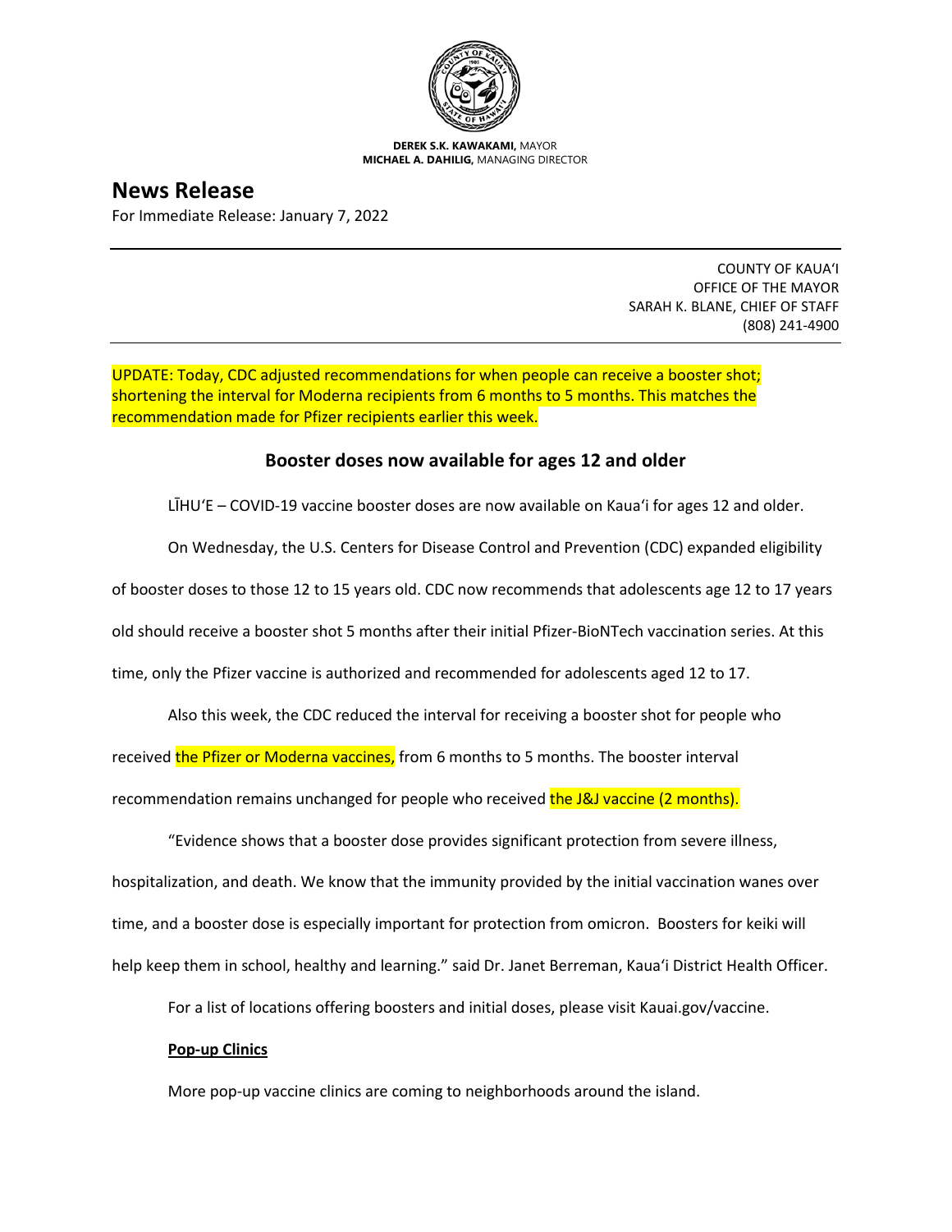**DEREK S.K. KAWAKAMI,** MAYOR
**MICHAEL A. DAHILIG,** MANAGING DIRECTOR

# News Release

For Immediate Release: January 7, 2022

COUNTY OF KAUAʻI
OFFICE OF THE MAYOR
SARAH K. BLANE, CHIEF OF STAFF
(808) 241-4900

UPDATE: Today, CDC adjusted recommendations for when people can receive a booster shot; shortening the interval for Moderna recipients from 6 months to 5 months. This matches the recommendation made for Pfizer recipients earlier this week.

## Booster doses now available for ages 12 and older

LĪHUʻE – COVID-19 vaccine booster doses are now available on Kauaʻi for ages 12 and older.

On Wednesday, the U.S. Centers for Disease Control and Prevention (CDC) expanded eligibility of booster doses to those 12 to 15 years old. CDC now recommends that adolescents age 12 to 17 years old should receive a booster shot 5 months after their initial Pfizer-BioNTech vaccination series. At this time, only the Pfizer vaccine is authorized and recommended for adolescents aged 12 to 17.

Also this week, the CDC reduced the interval for receiving a booster shot for people who received the Pfizer or Moderna vaccines, from 6 months to 5 months. The booster interval recommendation remains unchanged for people who received the J&J vaccine (2 months).

"Evidence shows that a booster dose provides significant protection from severe illness, hospitalization, and death. We know that the immunity provided by the initial vaccination wanes over time, and a booster dose is especially important for protection from omicron. Boosters for keiki will help keep them in school, healthy and learning." said Dr. Janet Berreman, Kauaʻi District Health Officer.

For a list of locations offering boosters and initial doses, please visit Kauai.gov/vaccine.

**Pop-up Clinics**

More pop-up vaccine clinics are coming to neighborhoods around the island.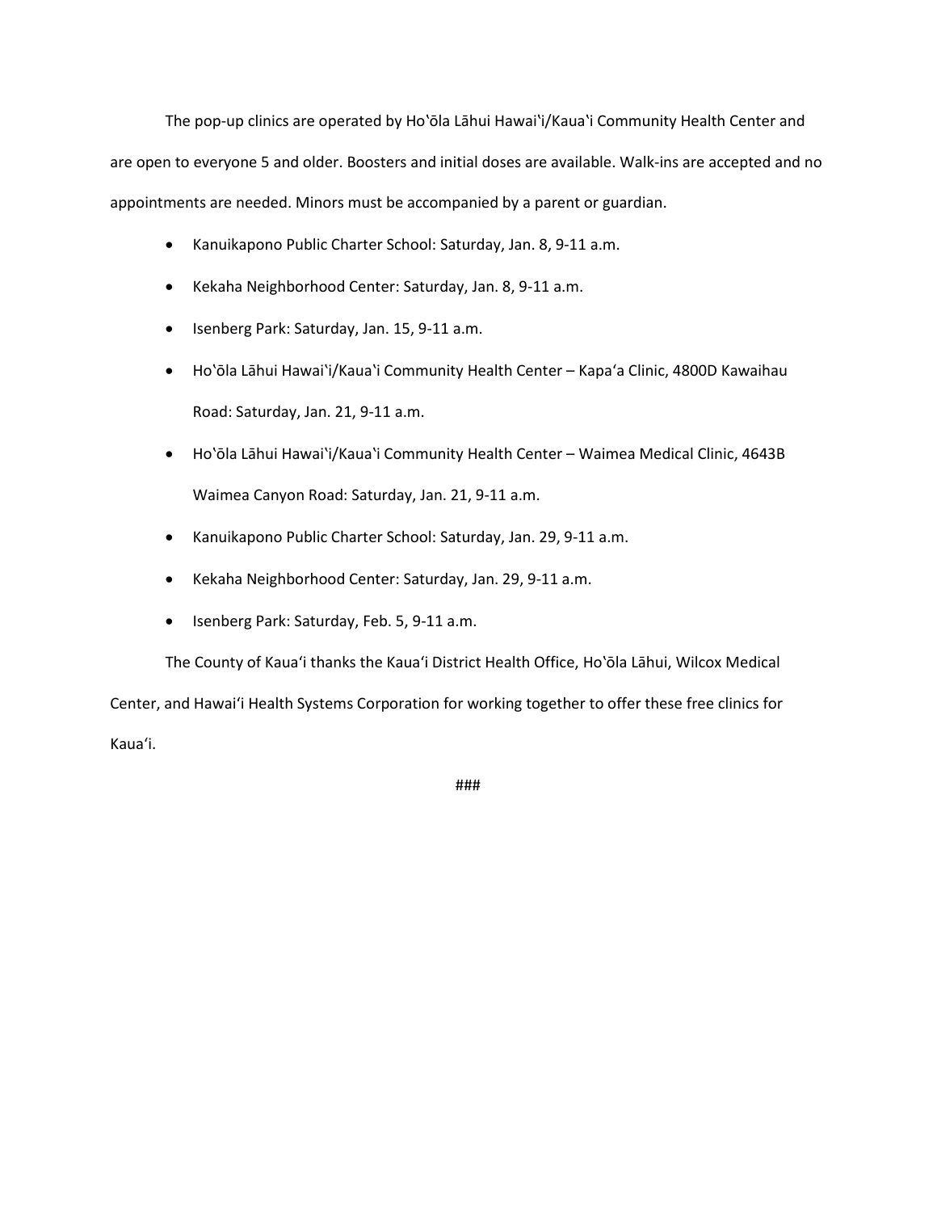The pop-up clinics are operated by Hoʻōla Lāhui Hawaiʻi/Kauaʻi Community Health Center and are open to everyone 5 and older. Boosters and initial doses are available. Walk-ins are accepted and no appointments are needed. Minors must be accompanied by a parent or guardian.

- Kanuikapono Public Charter School: Saturday, Jan. 8, 9-11 a.m.
- Kekaha Neighborhood Center: Saturday, Jan. 8, 9-11 a.m.
- Isenberg Park: Saturday, Jan. 15, 9-11 a.m.
- Hoʻōla Lāhui Hawaiʻi/Kauaʻi Community Health Center – Kapaʻa Clinic, 4800D Kawaihau Road: Saturday, Jan. 21, 9-11 a.m.
- Hoʻōla Lāhui Hawaiʻi/Kauaʻi Community Health Center – Waimea Medical Clinic, 4643B Waimea Canyon Road: Saturday, Jan. 21, 9-11 a.m.
- Kanuikapono Public Charter School: Saturday, Jan. 29, 9-11 a.m.
- Kekaha Neighborhood Center: Saturday, Jan. 29, 9-11 a.m.
- Isenberg Park: Saturday, Feb. 5, 9-11 a.m.

The County of Kauaʻi thanks the Kauaʻi District Health Office, Hoʻōla Lāhui, Wilcox Medical Center, and Hawaiʻi Health Systems Corporation for working together to offer these free clinics for Kauaʻi.

###